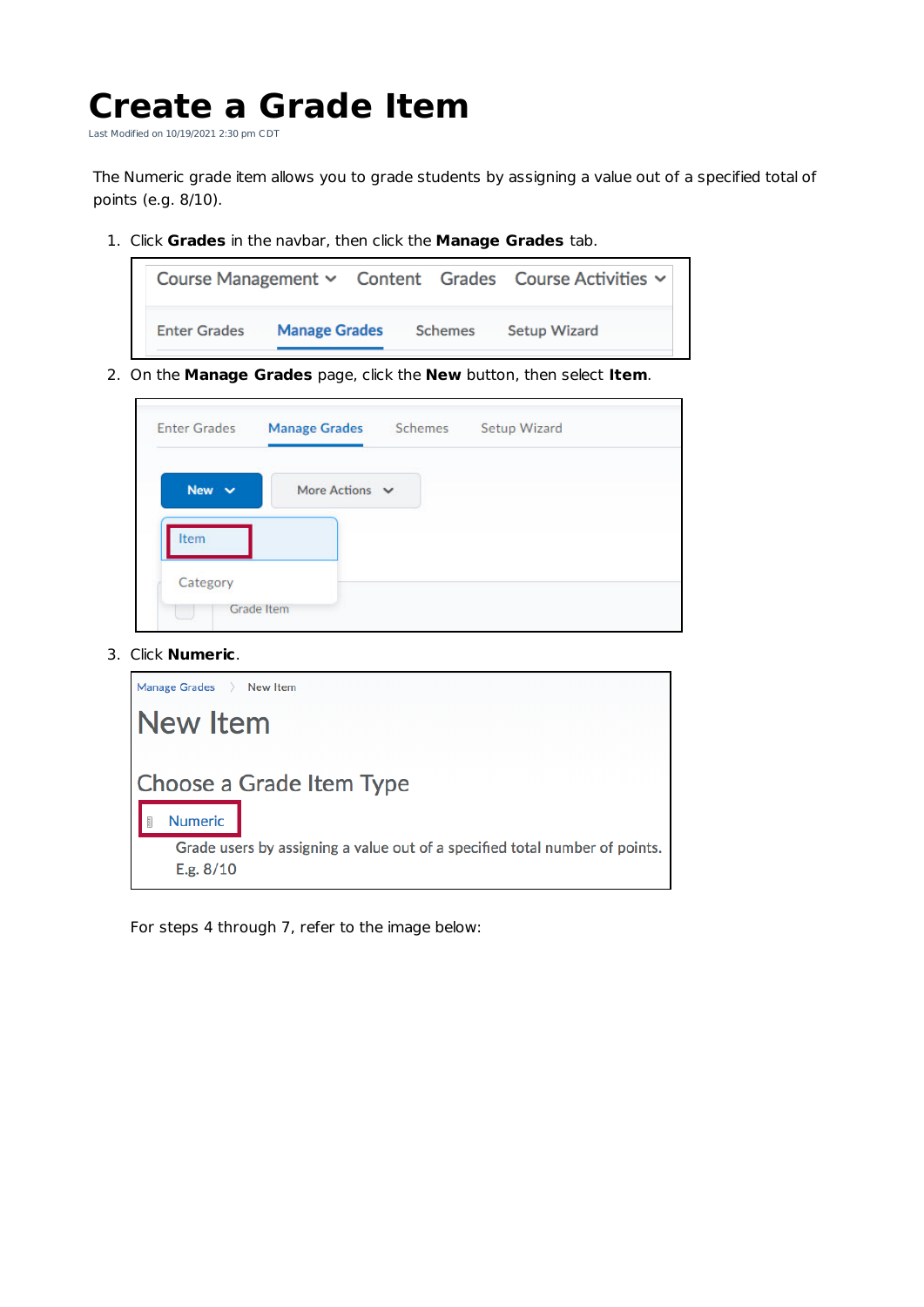# Create a Grade Item

Last Modified on 10/19/2021 2:30 pm CDT

The Numeric grade item allows you to grade students by assigning a value out of a specified total of points (e.g. 8/10).

1. Click **Grades** in the navbar, then click the **Manage Grades** tab.
2. On the **Manage Grades** page, click the **New** button, then select **Item**.
3. Click **Numeric**.

For steps 4 through 7, refer to the image below: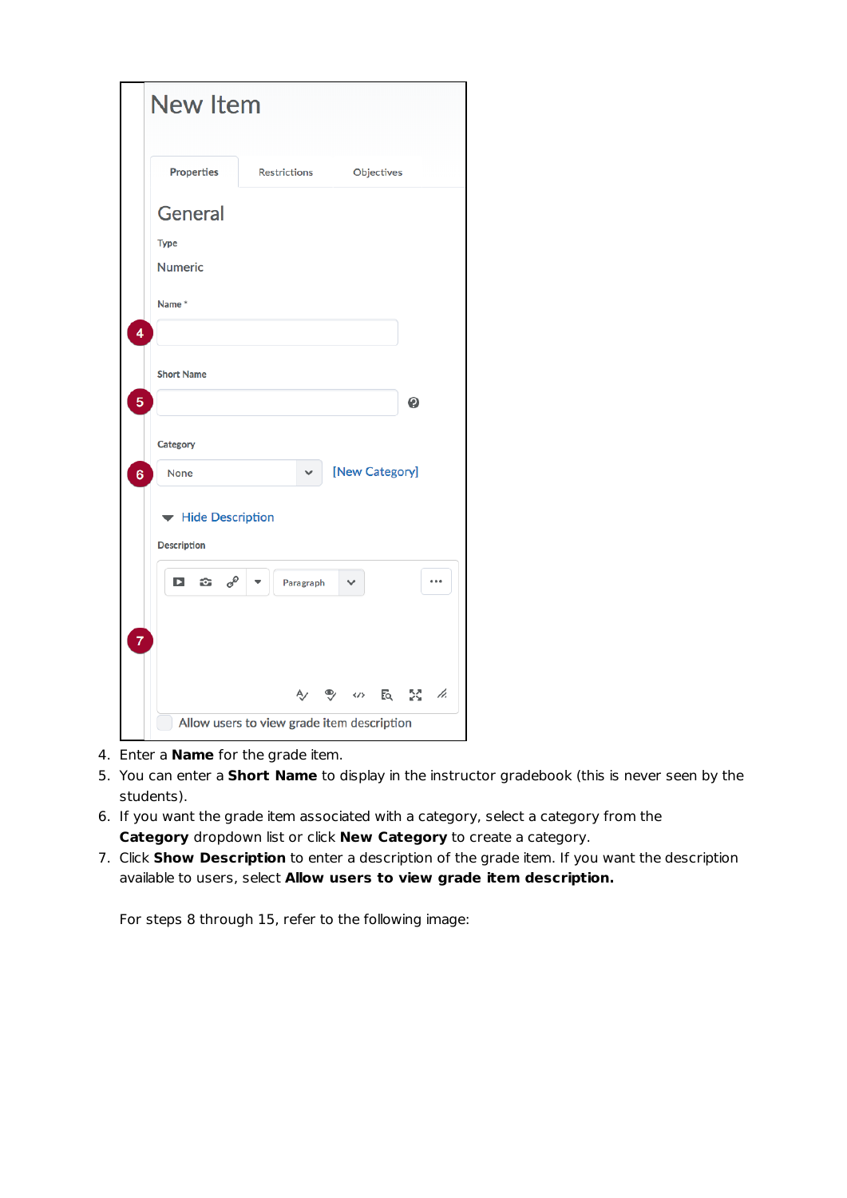4. Enter a **Name** for the grade item.
5. You can enter a **Short Name** to display in the instructor gradebook (this is never seen by the students).
6. If you want the grade item associated with a category, select a category from the **Category** dropdown list or click **New Category** to create a category.
7. Click **Show Description** to enter a description of the grade item. If you want the description available to users, select **Allow users to view grade item description.**

   For steps 8 through 15, refer to the following image: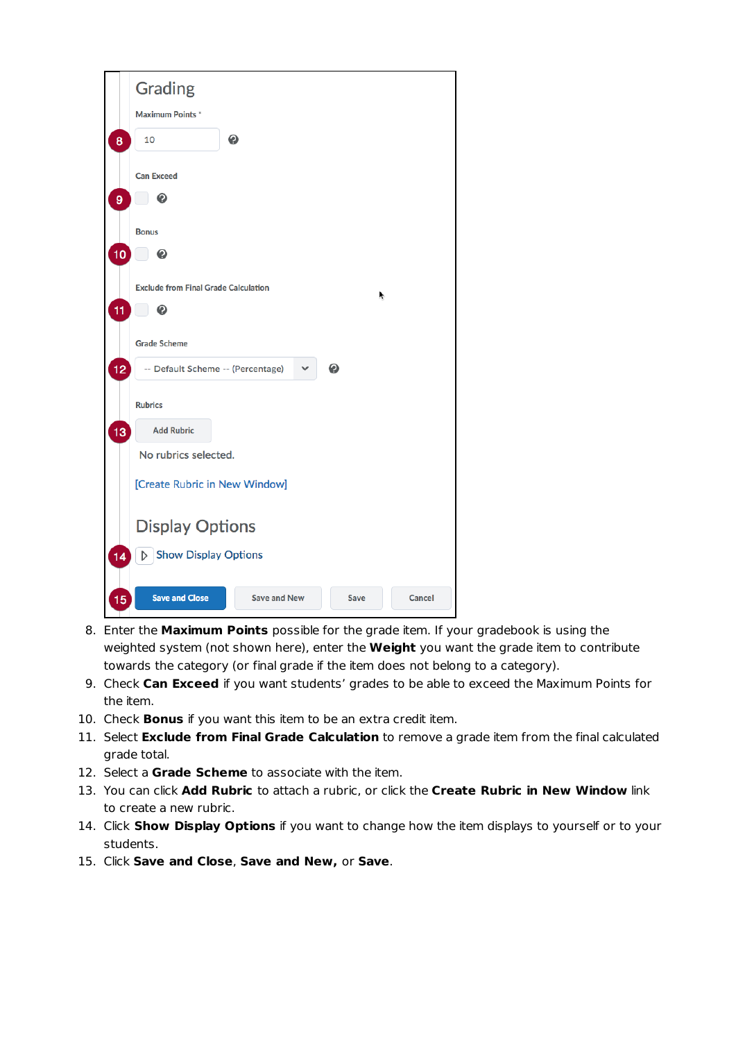8. Enter the **Maximum Points** possible for the grade item. If your gradebook is using the weighted system (not shown here), enter the **Weight** you want the grade item to contribute towards the category (or final grade if the item does not belong to a category).
9. Check **Can Exceed** if you want students' grades to be able to exceed the Maximum Points for the item.
10. Check **Bonus** if you want this item to be an extra credit item.
11. Select **Exclude from Final Grade Calculation** to remove a grade item from the final calculated grade total.
12. Select a **Grade Scheme** to associate with the item.
13. You can click **Add Rubric** to attach a rubric, or click the **Create Rubric in New Window** link to create a new rubric.
14. Click **Show Display Options** if you want to change how the item displays to yourself or to your students.
15. Click **Save and Close**, **Save and New,** or **Save**.